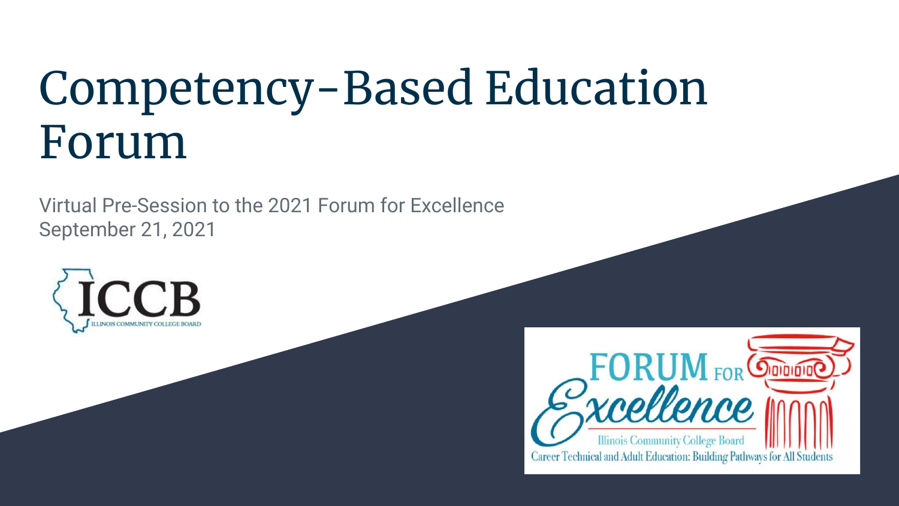# Competency-Based Education Forum

Virtual Pre-Session to the 2021 Forum for Excellence
September 21, 2021

ICCB
ILLINOIS COMMUNITY COLLEGE BOARD

FORUM FOR Excellence
Illinois Community College Board
Career Technical and Adult Education: Building Pathways for All Students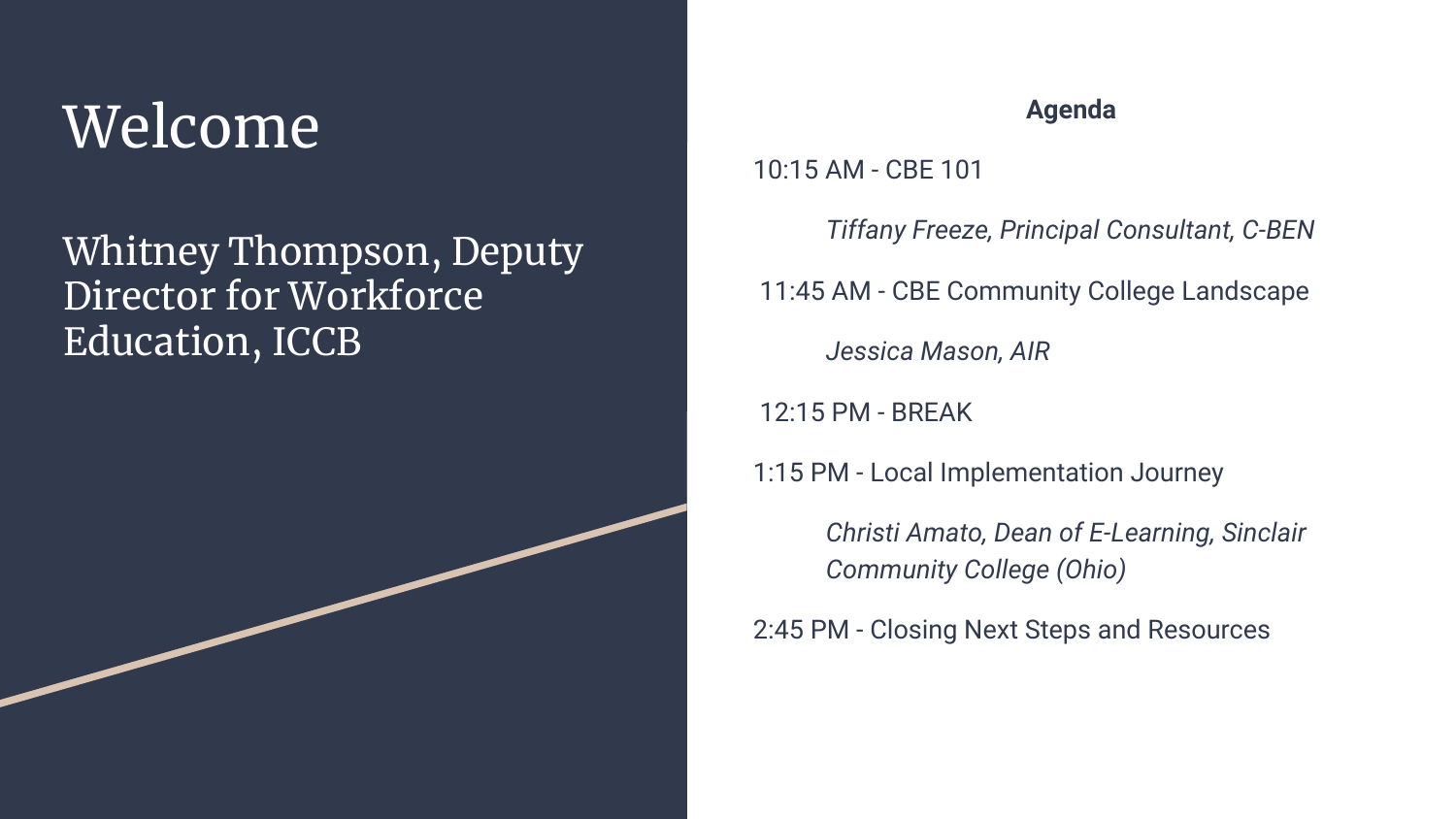# Welcome

Whitney Thompson, Deputy Director for Workforce Education, ICCB

**Agenda**

10:15 AM - CBE 101

*Tiffany Freeze, Principal Consultant, C-BEN*

11:45 AM - CBE Community College Landscape

*Jessica Mason, AIR*

12:15 PM - BREAK

1:15 PM - Local Implementation Journey

*Christi Amato, Dean of E-Learning, Sinclair Community College (Ohio)*

2:45 PM - Closing Next Steps and Resources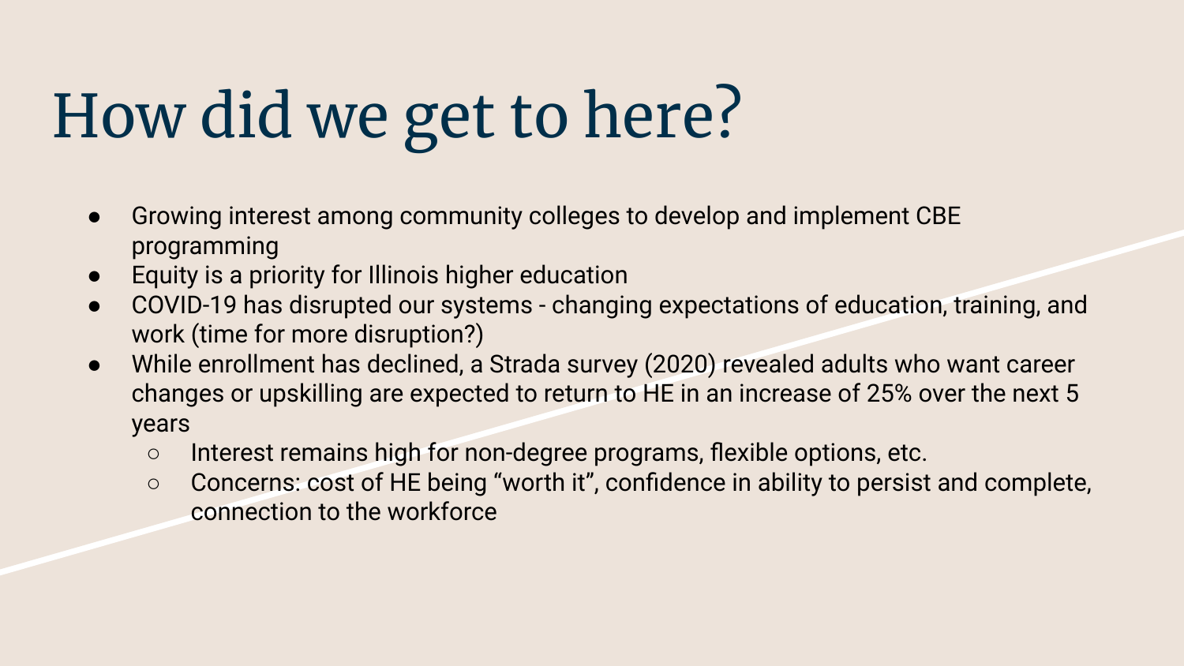# How did we get to here?

- Growing interest among community colleges to develop and implement CBE programming
- Equity is a priority for Illinois higher education
- COVID-19 has disrupted our systems - changing expectations of education, training, and work (time for more disruption?)
- While enrollment has declined, a Strada survey (2020) revealed adults who want career changes or upskilling are expected to return to HE in an increase of 25% over the next 5 years
  - Interest remains high for non-degree programs, flexible options, etc.
  - Concerns: cost of HE being "worth it", confidence in ability to persist and complete, connection to the workforce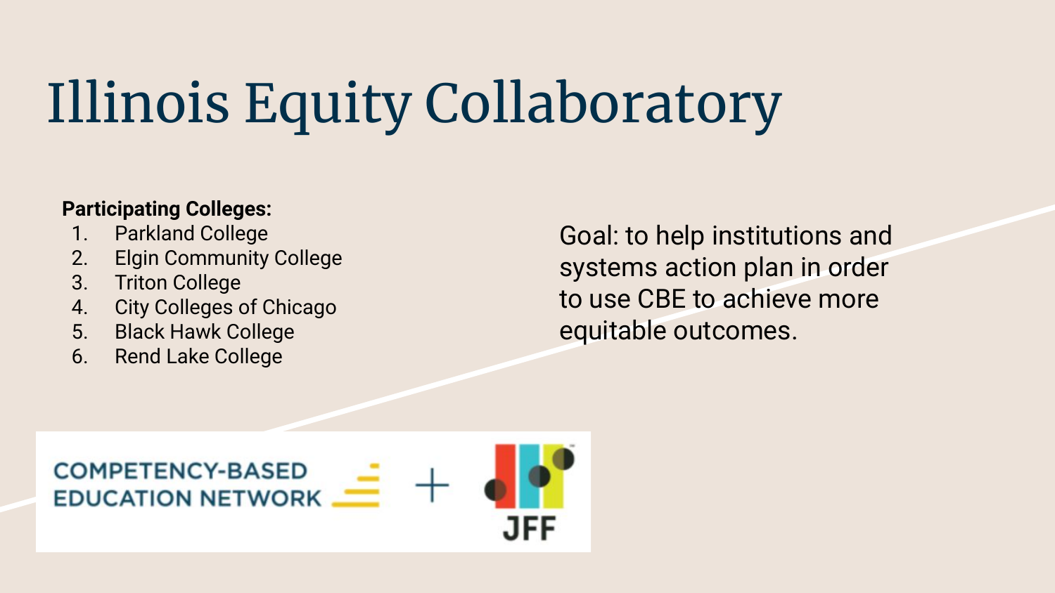# Illinois Equity Collaboratory

**Participating Colleges:**

1. Parkland College
2. Elgin Community College
3. Triton College
4. City Colleges of Chicago
5. Black Hawk College
6. Rend Lake College

Goal: to help institutions and systems action plan in order to use CBE to achieve more equitable outcomes.

COMPETENCY-BASED EDUCATION NETWORK + JFF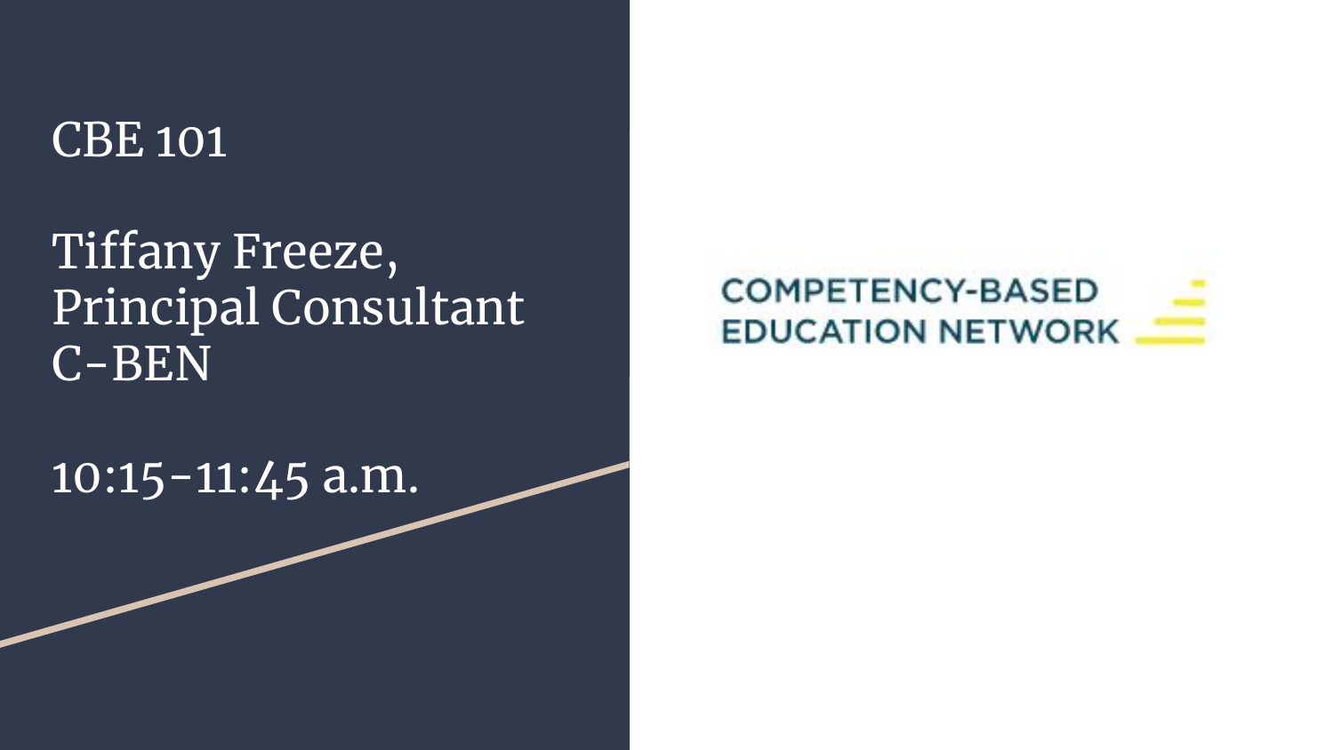# CBE 101

Tiffany Freeze,
Principal Consultant
C-BEN

10:15-11:45 a.m.

COMPETENCY-BASED EDUCATION NETWORK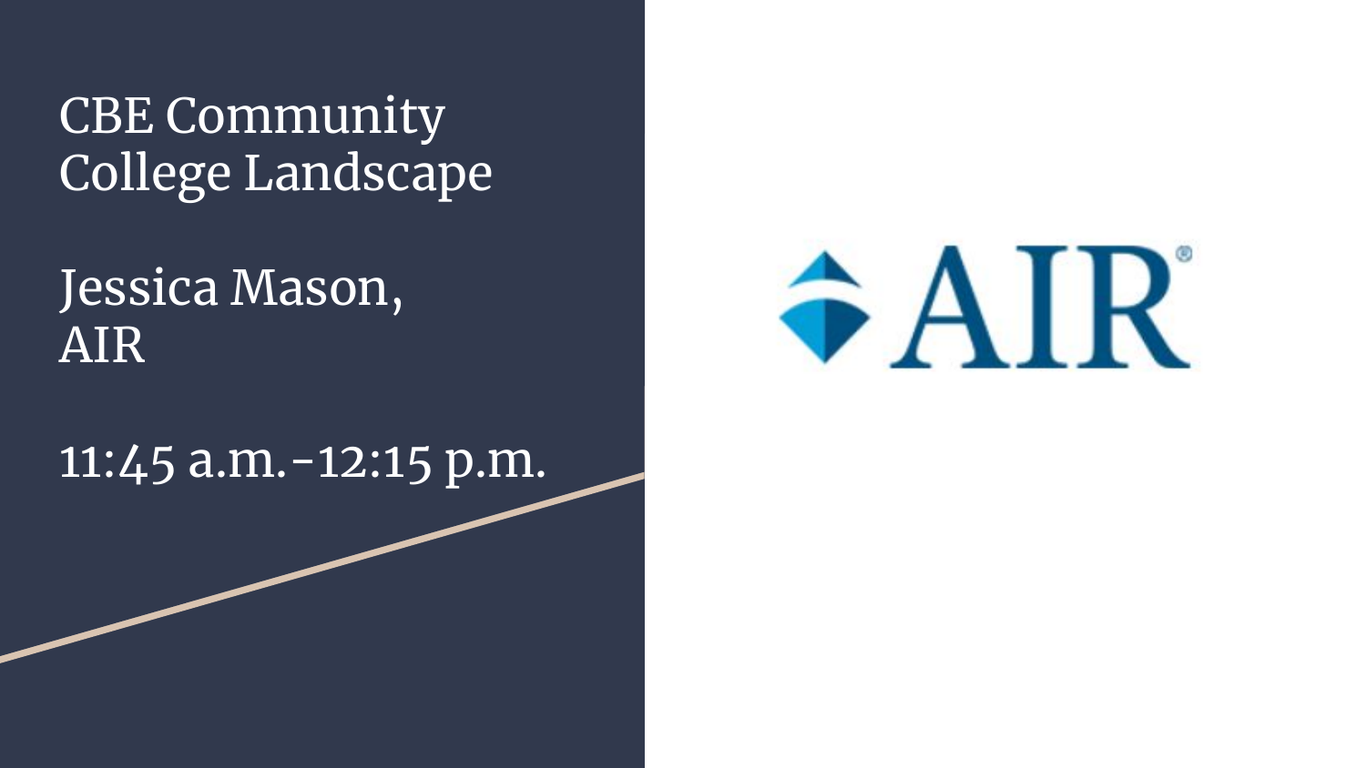# CBE Community College Landscape

Jessica Mason, AIR

11:45 a.m.–12:15 p.m.

AIR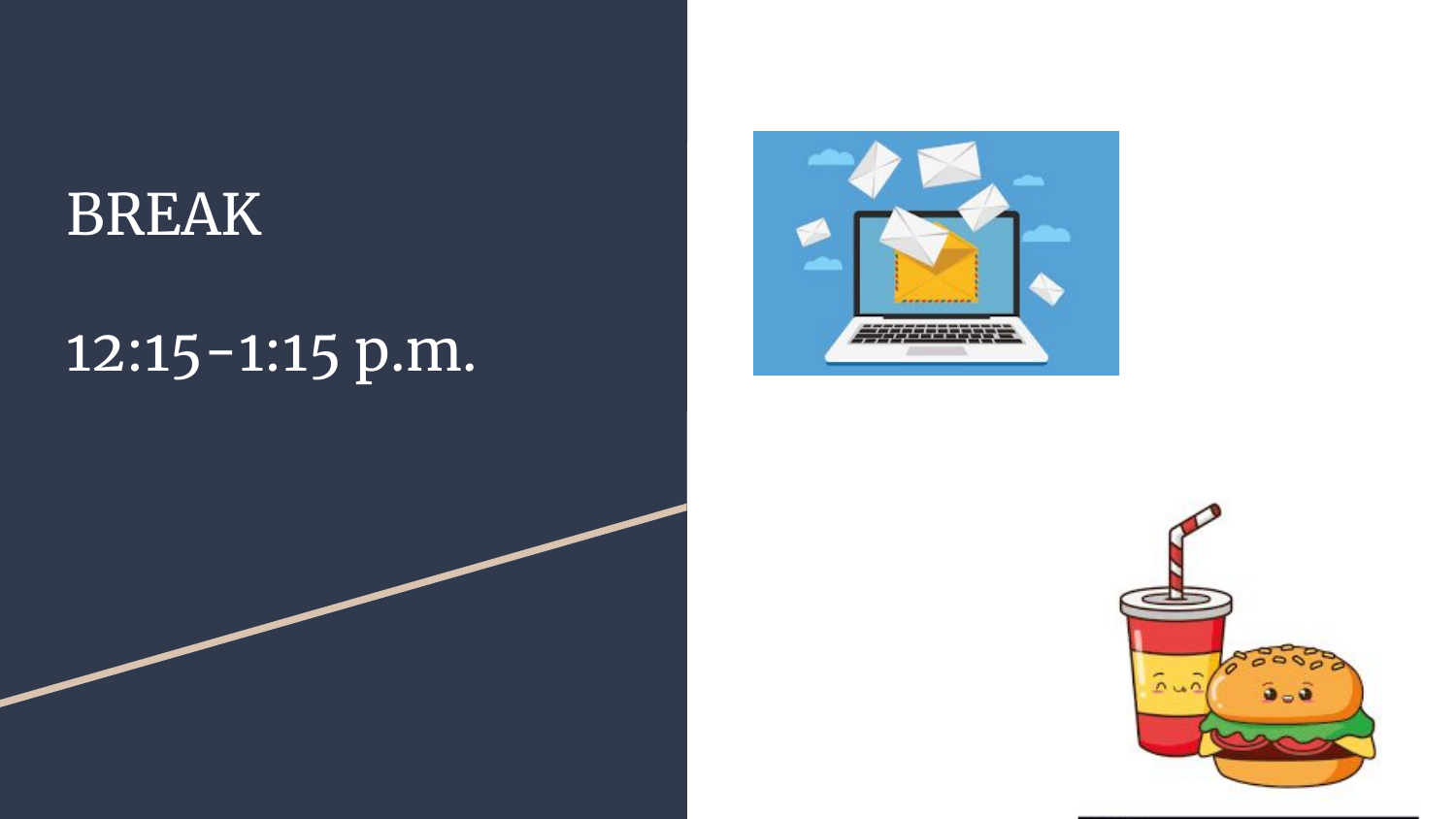# BREAK

12:15-1:15 p.m.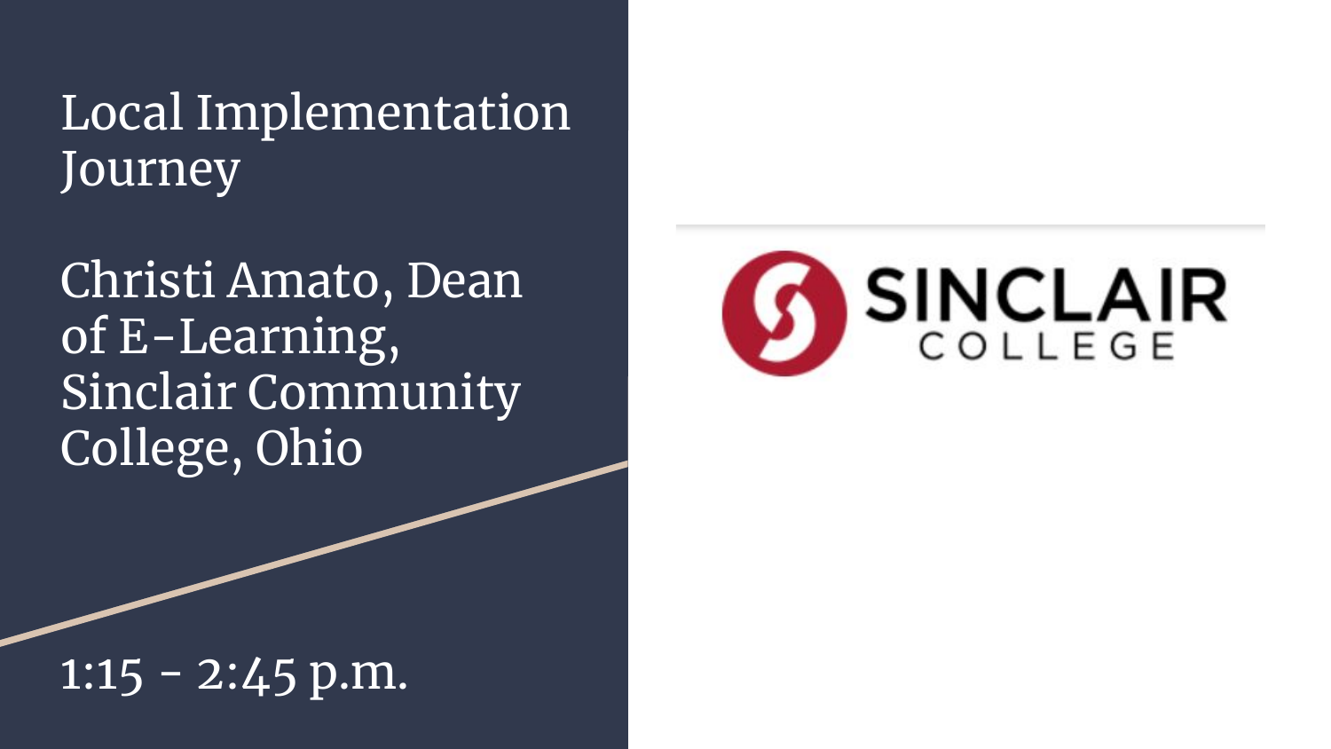# Local Implementation Journey

Christi Amato, Dean of E-Learning, Sinclair Community College, Ohio

1:15 - 2:45 p.m.

SINCLAIR COLLEGE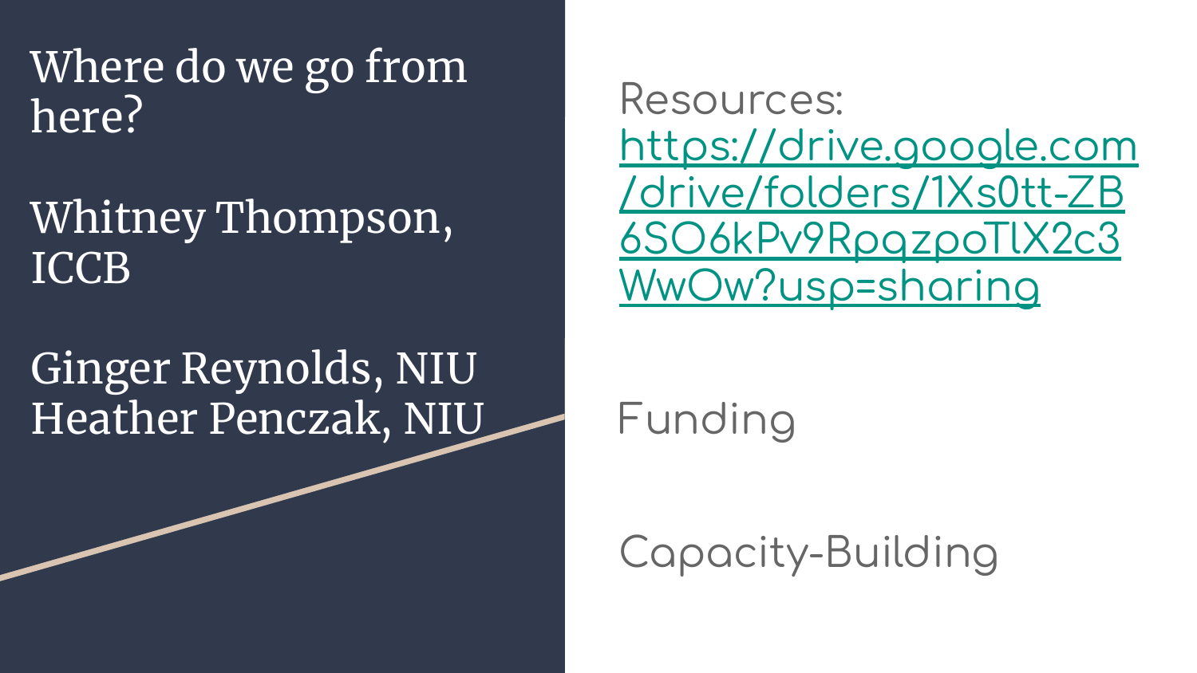# Where do we go from here?

Whitney Thompson, ICCB

Ginger Reynolds, NIU
Heather Penczak, NIU

Resources: https://drive.google.com/drive/folders/1Xs0tt-ZB6SO6kPv9RpqzpoTlX2c3WwOw?usp=sharing

Funding

Capacity-Building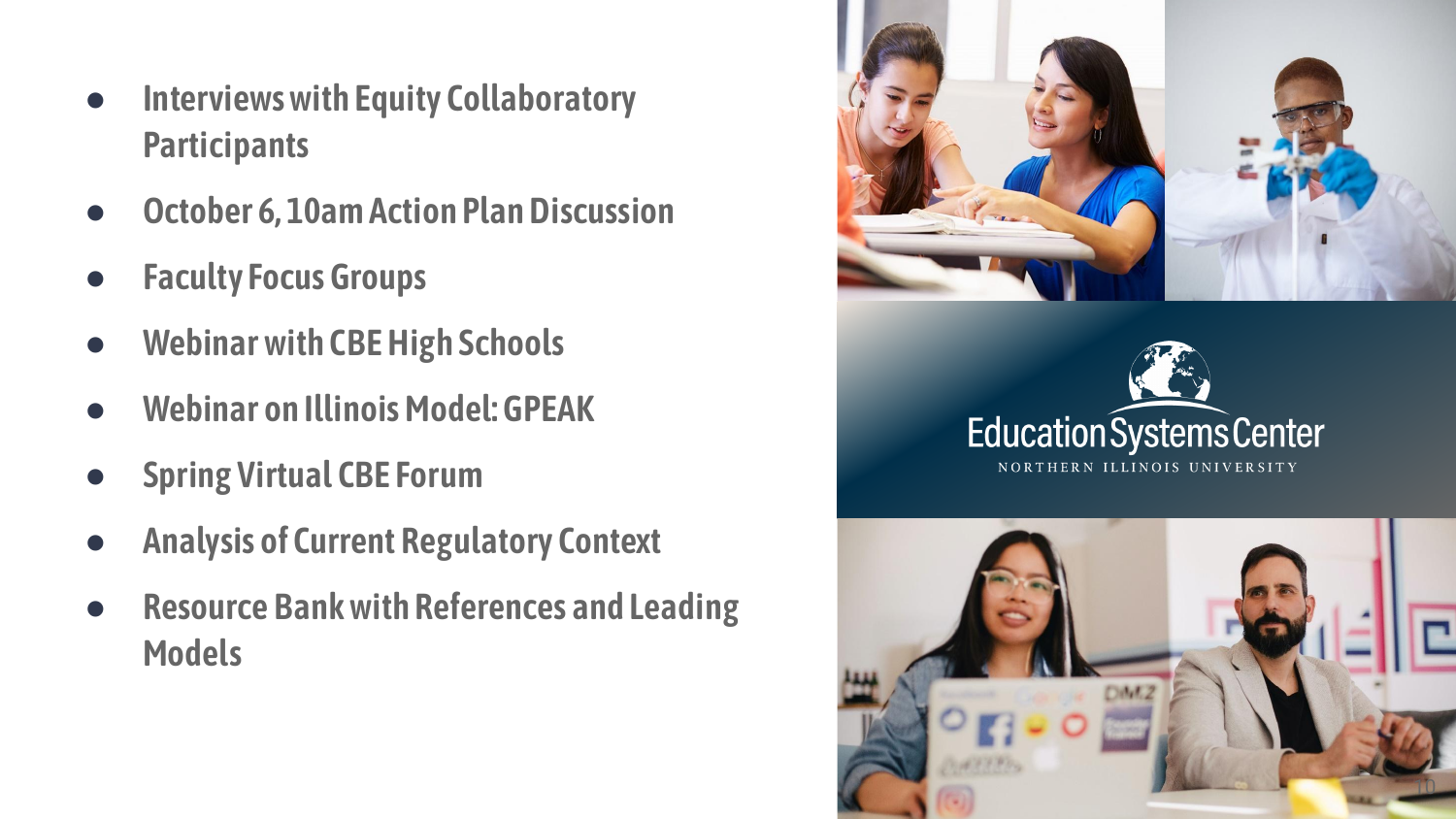- Interviews with Equity Collaboratory Participants
- October 6, 10am Action Plan Discussion
- Faculty Focus Groups
- Webinar with CBE High Schools
- Webinar on Illinois Model: GPEAK
- Spring Virtual CBE Forum
- Analysis of Current Regulatory Context
- Resource Bank with References and Leading Models

Education Systems Center
NORTHERN ILLINOIS UNIVERSITY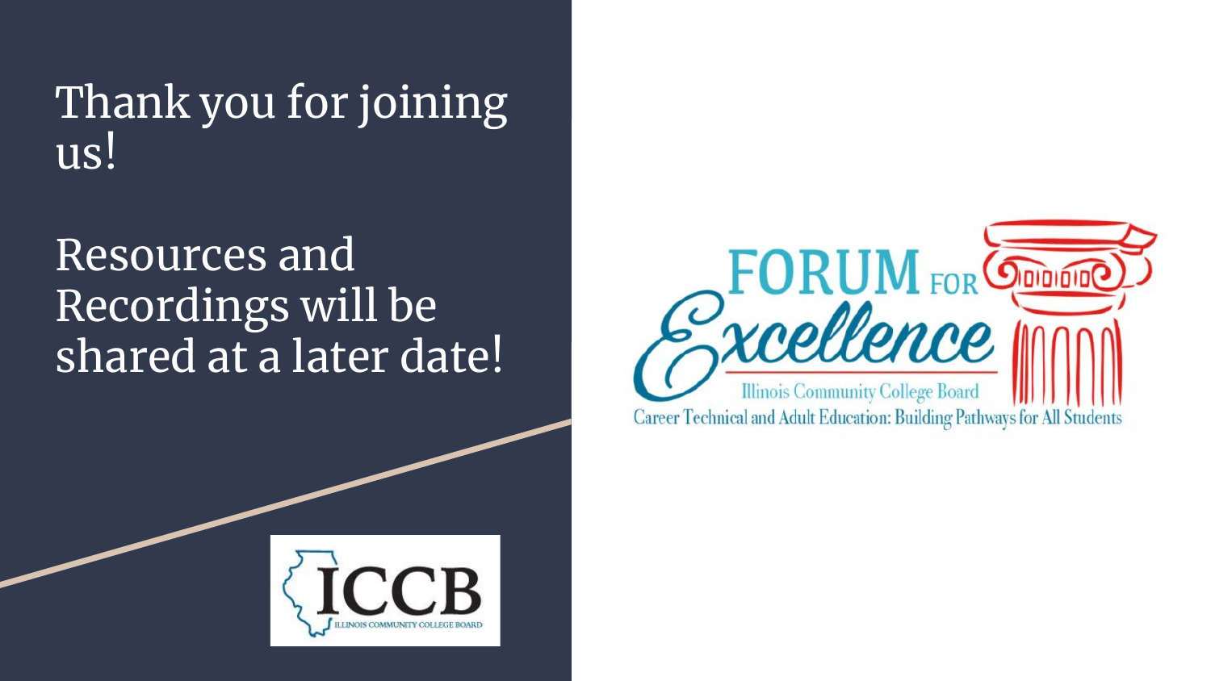Thank you for joining us!

Resources and Recordings will be shared at a later date!

ICCB

ILLINOIS COMMUNITY COLLEGE BOARD

FORUM FOR Excellence

Illinois Community College Board

Career Technical and Adult Education: Building Pathways for All Students